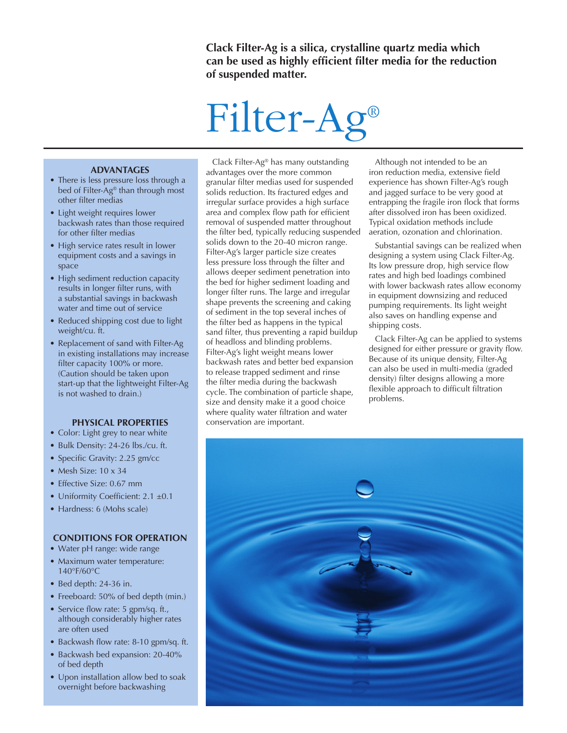**Clack Filter-Ag is a silica, crystalline quartz media which can be used as highly efficient filter media for the reduction of suspended matter.**

# Filter-Ag®

Clack Filter-Ag® has many outstanding advantages over the more common granular filter medias used for suspended solids reduction. Its fractured edges and irregular surface provides a high surface area and complex flow path for efficient removal of suspended matter throughout the filter bed, typically reducing suspended solids down to the 20-40 micron range. Filter-Ag's larger particle size creates less pressure loss through the filter and allows deeper sediment penetration into the bed for higher sediment loading and longer filter runs. The large and irregular shape prevents the screening and caking of sediment in the top several inches of the filter bed as happens in the typical sand filter, thus preventing a rapid buildup of headloss and blinding problems. Filter-Ag's light weight means lower backwash rates and better bed expansion to release trapped sediment and rinse the filter media during the backwash cycle. The combination of particle shape, size and density make it a good choice where quality water filtration and water conservation are important.

Although not intended to be an iron reduction media, extensive field experience has shown Filter-Ag's rough and jagged surface to be very good at entrapping the fragile iron flock that forms after dissolved iron has been oxidized. Typical oxidation methods include aeration, ozonation and chlorination.

Substantial savings can be realized when designing a system using Clack Filter-Ag. Its low pressure drop, high service flow rates and high bed loadings combined with lower backwash rates allow economy in equipment downsizing and reduced pumping requirements. Its light weight also saves on handling expense and shipping costs.

Clack Filter-Ag can be applied to systems designed for either pressure or gravity flow. Because of its unique density, Filter-Ag can also be used in multi-media (graded density) filter designs allowing a more flexible approach to difficult filtration problems.

### ADVANTAGES

- There is less pressure loss through a bed of Filter-Ag® than through most other filter medias
- Light weight requires lower backwash rates than those required for other filter medias
- High service rates result in lower equipment costs and a savings in space
- High sediment reduction capacity results in longer filter runs, with a substantial savings in backwash water and time out of service
- Reduced shipping cost due to light weight/cu. ft.
- Replacement of sand with Filter-Ag in existing installations may increase filter capacity 100% or more. (Caution should be taken upon start-up that the lightweight Filter-Ag is not washed to drain.)

### PHYSICAL PROPERTIES

- Color: Light grey to near white
- Bulk Density: 24-26 lbs./cu. ft.
- Specific Gravity: 2.25 gm/cc
- Mesh Size: 10 x 34
- Effective Size: 0.67 mm
- Uniformity Coefficient: 2.1 ±0.1
- Hardness: 6 (Mohs scale)

### CONDITIONS FOR OPERATION

- Water pH range: wide range
- Maximum water temperature: 140°F/60°C
- Bed depth: 24-36 in.
- Freeboard: 50% of bed depth (min.)
- Service flow rate: 5 gpm/sq. ft., although considerably higher rates are often used
- Backwash flow rate: 8-10 gpm/sq. ft.
- Backwash bed expansion: 20-40% of bed depth
- Upon installation allow bed to soak overnight before backwashing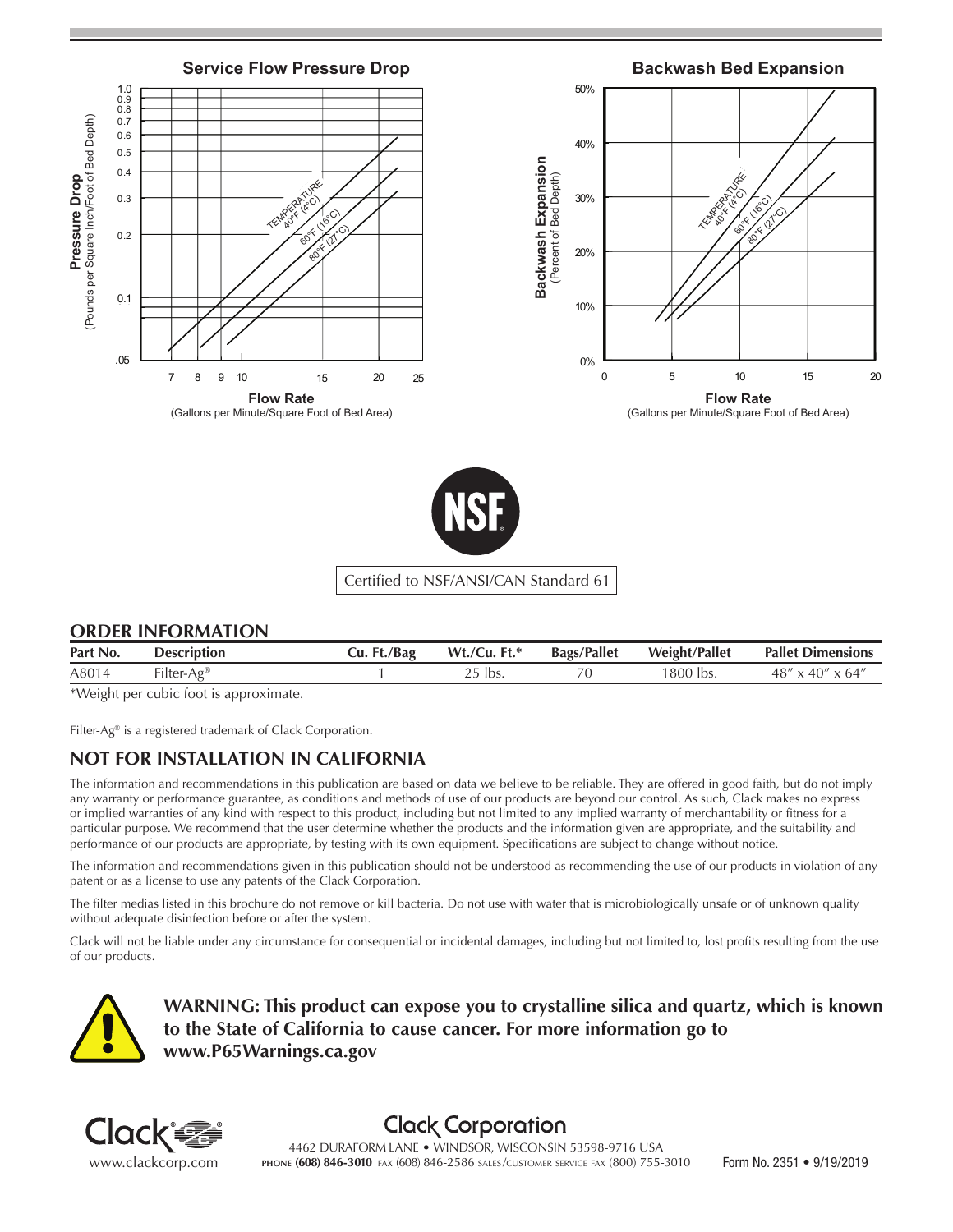## Service Flow Pressure Drop

Pressure Drop
(Pounds per Square Inch/Foot of Bed Depth)

1.0
0.9
0.8
0.7
0.6
0.5
0.4
0.3
0.2
0.1
.05

TEMPERATURE
40°F (4°C)
60°F (16°C)
80°F (27°C)

7 8 9 10 15 20 25

Flow Rate
(Gallons per Minute/Square Foot of Bed Area)

## Backwash Bed Expansion

Backwash Expansion
(Percent of Bed Depth)

50%
40%
30%
20%
10%
0%

TEMPERATURE
40°F (4°C)
60°F (16°C)
80°F (27°C)

0 5 10 15 20

Flow Rate
(Gallons per Minute/Square Foot of Bed Area)

NSF

Certified to NSF/ANSI/CAN Standard 61

## ORDER INFORMATION

| Part No. | Description | Cu. Ft./Bag | Wt./Cu. Ft.* | Bags/Pallet | Weight/Pallet | Pallet Dimensions |
|---|---|---|---|---|---|---|
| A8014 | Filter-Ag® | 1 | 25 lbs. | 70 | 1800 lbs. | 48″ x 40″ x 64″ |

*Weight per cubic foot is approximate.

Filter-Ag® is a registered trademark of Clack Corporation.

## NOT FOR INSTALLATION IN CALIFORNIA

The information and recommendations in this publication are based on data we believe to be reliable. They are offered in good faith, but do not imply any warranty or performance guarantee, as conditions and methods of use of our products are beyond our control. As such, Clack makes no express or implied warranties of any kind with respect to this product, including but not limited to any implied warranty of merchantability or fitness for a particular purpose. We recommend that the user determine whether the products and the information given are appropriate, and the suitability and performance of our products are appropriate, by testing with its own equipment. Specifications are subject to change without notice.

The information and recommendations given in this publication should not be understood as recommending the use of our products in violation of any patent or as a license to use any patents of the Clack Corporation.

The filter medias listed in this brochure do not remove or kill bacteria. Do not use with water that is microbiologically unsafe or of unknown quality without adequate disinfection before or after the system.

Clack will not be liable under any circumstance for consequential or incidental damages, including but not limited to, lost profits resulting from the use of our products.

**WARNING: This product can expose you to crystalline silica and quartz, which is known to the State of California to cause cancer. For more information go to www.P65Warnings.ca.gov**

Clack®

www.clackcorp.com

Clack Corporation

4462 DURAFORM LANE • WINDSOR, WISCONSIN 53598-9716 USA

**PHONE (608) 846-3010** FAX (608) 846-2586 SALES/CUSTOMER SERVICE FAX (800) 755-3010

Form No. 2351 • 9/19/2019